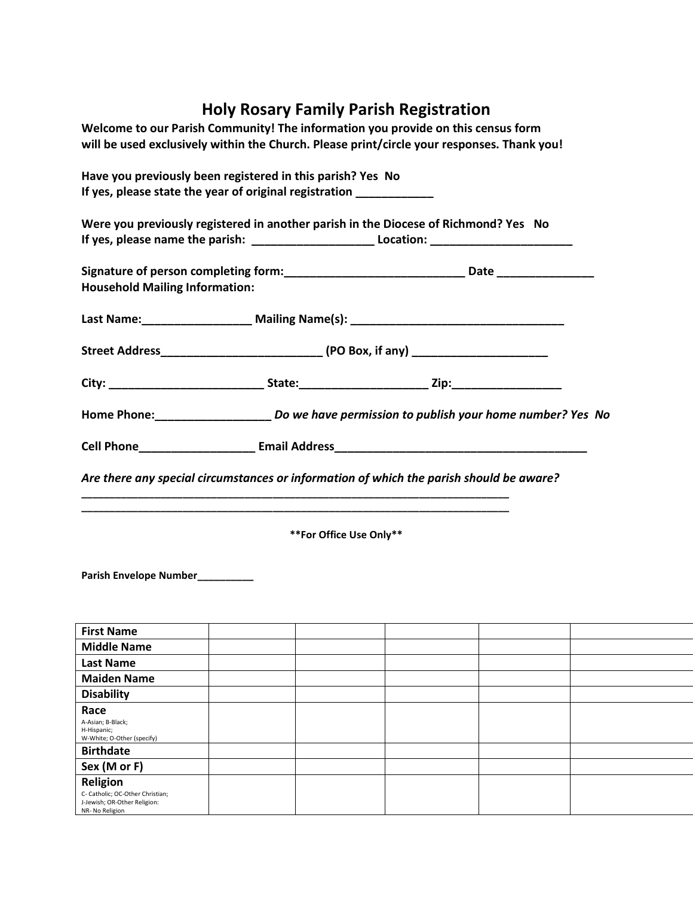# Holy Rosary Family Parish Registration

**Welcome to our Parish Community! The information you provide on this census form will be used exclusively within the Church. Please print/circle your responses. Thank you!**

**Have you previously been registered in this parish? Yes No**
**If yes, please state the year of original registration ____________**

**Were you previously registered in another parish in the Diocese of Richmond? Yes No**
**If yes, please name the parish: ___________________ Location: ______________________**

**Signature of person completing form:____________________________ Date _______________**
**Household Mailing Information:**

**Last Name:_________________ Mailing Name(s): _________________________________**

**Street Address_________________________ (PO Box, if any) _____________________**

**City: ________________________ State:____________________ Zip:_________________**

**Home Phone:__________________** ***Do we have permission to publish your home number? Yes No***

**Cell Phone__________________ Email Address_______________________________________**

***Are there any special circumstances or information of which the parish should be aware?***
**______________________________________________________________________**
**______________________________________________________________________**

**For Office Use Only**

**Parish Envelope Number__________**

| | | | | | |
|---|---|---|---|---|---|
| **First Name** | | | | | |
| **Middle Name** | | | | | |
| **Last Name** | | | | | |
| **Maiden Name** | | | | | |
| **Disability** | | | | | |
| **Race**<br>A-Asian; B-Black;<br>H-Hispanic;<br>W-White; O-Other (specify) | | | | | |
| **Birthdate** | | | | | |
| **Sex (M or F)** | | | | | |
| **Religion**<br>C- Catholic; OC-Other Christian;<br>J-Jewish; OR-Other Religion:<br>NR- No Religion | | | | | |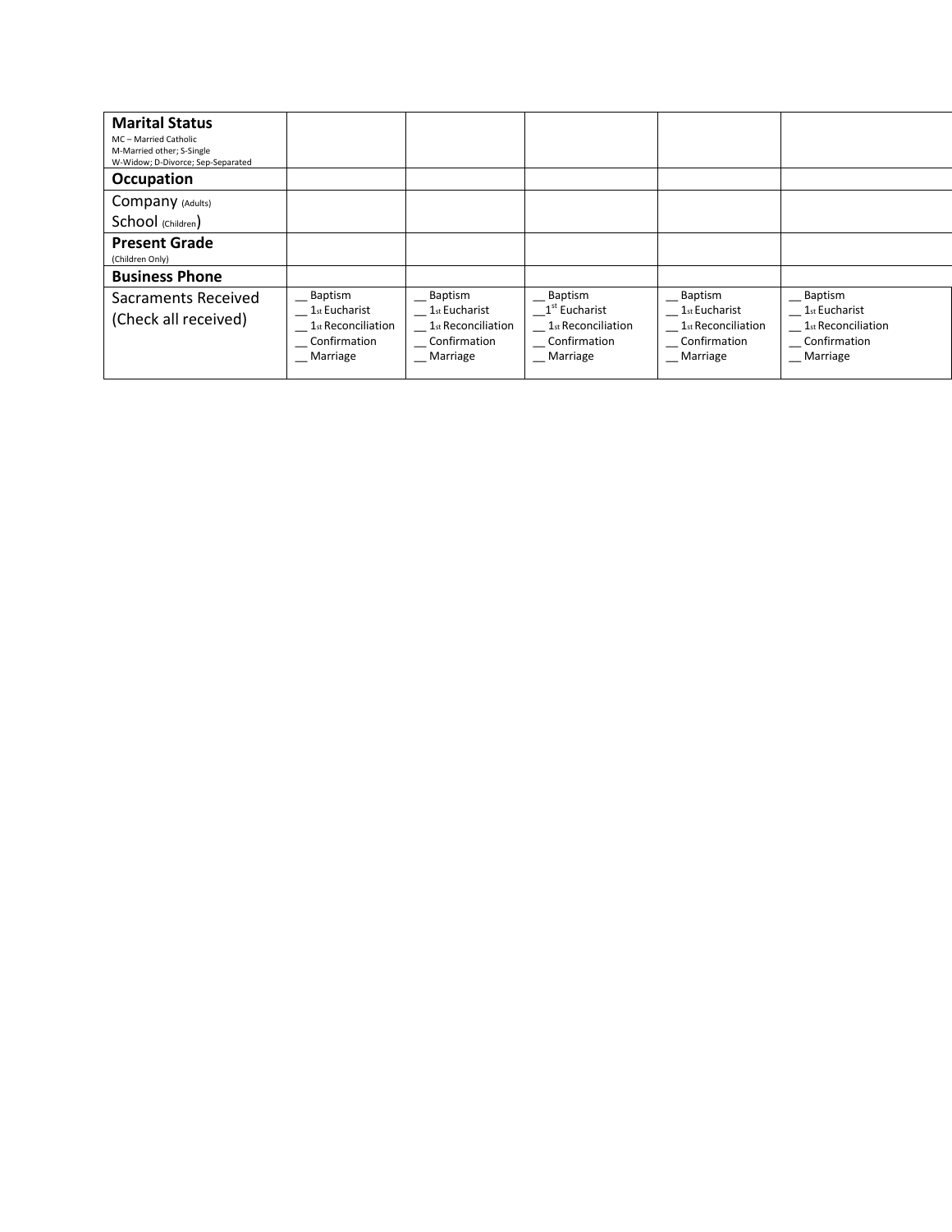| | | | | | |
|---|---|---|---|---|---|
| **Marital Status**<br>MC – Married Catholic<br>M-Married other; S-Single<br>W-Widow; D-Divorce; Sep-Separated | | | | | |
| **Occupation** | | | | | |
| Company (Adults)<br>School (Children) | | | | | |
| **Present Grade**<br>(Children Only) | | | | | |
| **Business Phone** | | | | | |
| Sacraments Received<br>(Check all received) | __ Baptism<br>__ 1st Eucharist<br>__ 1st Reconciliation<br>__ Confirmation<br>__ Marriage | __ Baptism<br>__ 1st Eucharist<br>__ 1st Reconciliation<br>__ Confirmation<br>__ Marriage | __ Baptism<br>__ 1st Eucharist<br>__ 1st Reconciliation<br>__ Confirmation<br>__ Marriage | __ Baptism<br>__ 1st Eucharist<br>__ 1st Reconciliation<br>__ Confirmation<br>__ Marriage | __ Baptism<br>__ 1st Eucharist<br>__ 1st Reconciliation<br>__ Confirmation<br>__ Marriage |